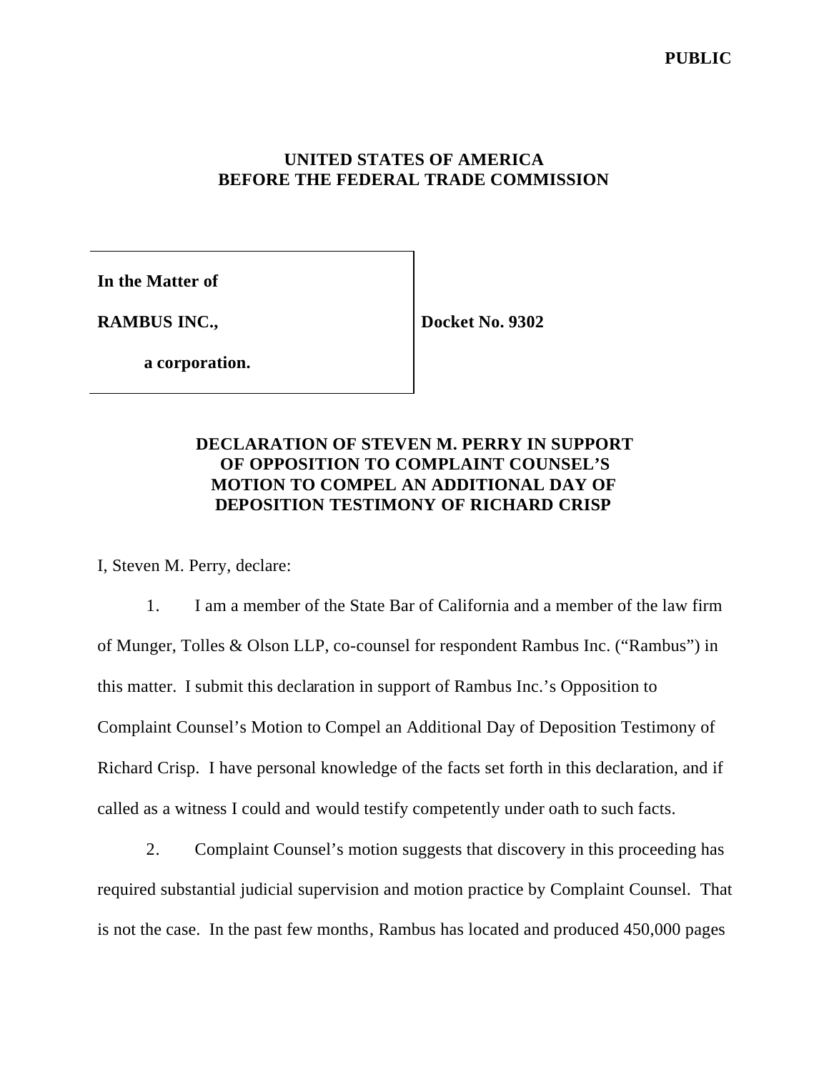**PUBLIC**

**UNITED STATES OF AMERICA**
**BEFORE THE FEDERAL TRADE COMMISSION**

| | |
|---|---|
| **In the Matter of** <br><br> **RAMBUS INC.,** <br><br> **a corporation.** | **Docket No. 9302** |

**DECLARATION OF STEVEN M. PERRY IN SUPPORT OF OPPOSITION TO COMPLAINT COUNSEL'S MOTION TO COMPEL AN ADDITIONAL DAY OF DEPOSITION TESTIMONY OF RICHARD CRISP**

I, Steven M. Perry, declare:

1. I am a member of the State Bar of California and a member of the law firm of Munger, Tolles & Olson LLP, co-counsel for respondent Rambus Inc. ("Rambus") in this matter. I submit this declaration in support of Rambus Inc.'s Opposition to Complaint Counsel's Motion to Compel an Additional Day of Deposition Testimony of Richard Crisp. I have personal knowledge of the facts set forth in this declaration, and if called as a witness I could and would testify competently under oath to such facts.

2. Complaint Counsel's motion suggests that discovery in this proceeding has required substantial judicial supervision and motion practice by Complaint Counsel. That is not the case. In the past few months, Rambus has located and produced 450,000 pages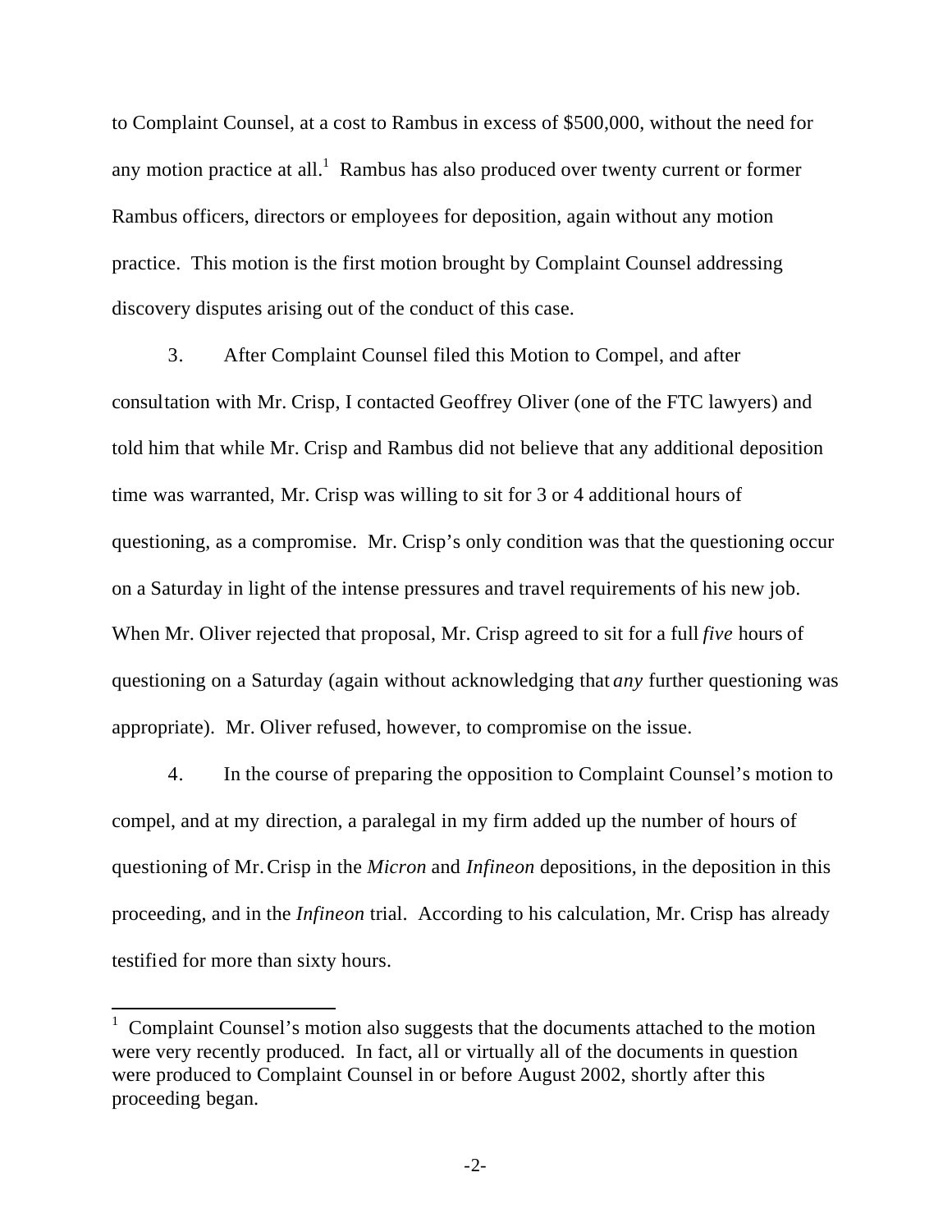to Complaint Counsel, at a cost to Rambus in excess of $500,000, without the need for any motion practice at all.[1] Rambus has also produced over twenty current or former Rambus officers, directors or employees for deposition, again without any motion practice. This motion is the first motion brought by Complaint Counsel addressing discovery disputes arising out of the conduct of this case.

3. After Complaint Counsel filed this Motion to Compel, and after consultation with Mr. Crisp, I contacted Geoffrey Oliver (one of the FTC lawyers) and told him that while Mr. Crisp and Rambus did not believe that any additional deposition time was warranted, Mr. Crisp was willing to sit for 3 or 4 additional hours of questioning, as a compromise. Mr. Crisp's only condition was that the questioning occur on a Saturday in light of the intense pressures and travel requirements of his new job. When Mr. Oliver rejected that proposal, Mr. Crisp agreed to sit for a full *five* hours of questioning on a Saturday (again without acknowledging that *any* further questioning was appropriate). Mr. Oliver refused, however, to compromise on the issue.

4. In the course of preparing the opposition to Complaint Counsel's motion to compel, and at my direction, a paralegal in my firm added up the number of hours of questioning of Mr. Crisp in the *Micron* and *Infineon* depositions, in the deposition in this proceeding, and in the *Infineon* trial. According to his calculation, Mr. Crisp has already testified for more than sixty hours.

---

[1] Complaint Counsel's motion also suggests that the documents attached to the motion were very recently produced. In fact, all or virtually all of the documents in question were produced to Complaint Counsel in or before August 2002, shortly after this proceeding began.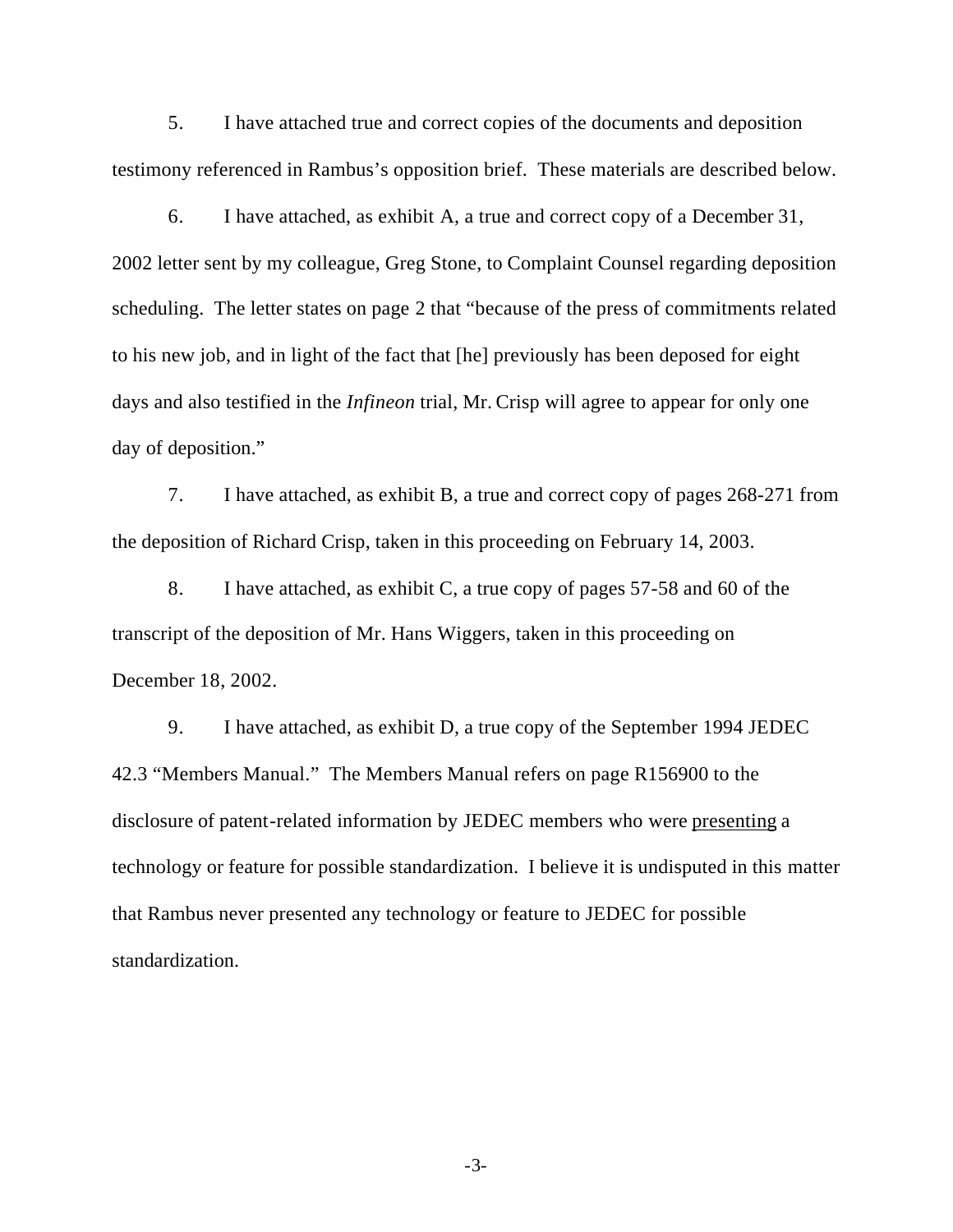5. I have attached true and correct copies of the documents and deposition testimony referenced in Rambus's opposition brief. These materials are described below.

6. I have attached, as exhibit A, a true and correct copy of a December 31, 2002 letter sent by my colleague, Greg Stone, to Complaint Counsel regarding deposition scheduling. The letter states on page 2 that "because of the press of commitments related to his new job, and in light of the fact that [he] previously has been deposed for eight days and also testified in the *Infineon* trial, Mr. Crisp will agree to appear for only one day of deposition."

7. I have attached, as exhibit B, a true and correct copy of pages 268-271 from the deposition of Richard Crisp, taken in this proceeding on February 14, 2003.

8. I have attached, as exhibit C, a true copy of pages 57-58 and 60 of the transcript of the deposition of Mr. Hans Wiggers, taken in this proceeding on December 18, 2002.

9. I have attached, as exhibit D, a true copy of the September 1994 JEDEC 42.3 "Members Manual." The Members Manual refers on page R156900 to the disclosure of patent-related information by JEDEC members who were <u>presenting</u> a technology or feature for possible standardization. I believe it is undisputed in this matter that Rambus never presented any technology or feature to JEDEC for possible standardization.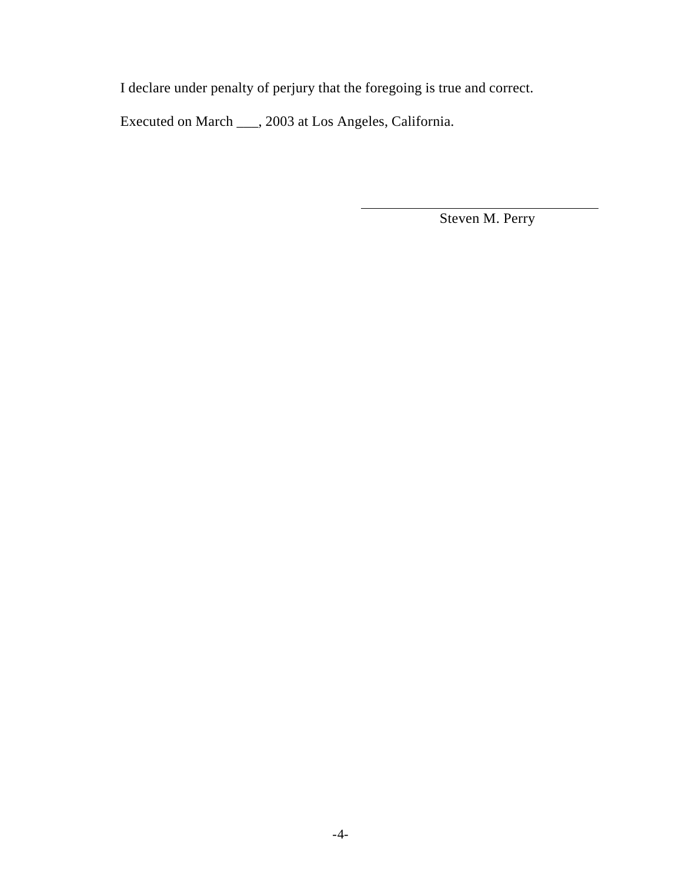I declare under penalty of perjury that the foregoing is true and correct.

Executed on March ___, 2003 at Los Angeles, California.

\_\_\_\_\_\_\_\_\_\_\_\_\_\_\_\_\_\_\_\_\_\_\_\_\_\_\_\_\_\_\_\_\_\_\_\_

Steven M. Perry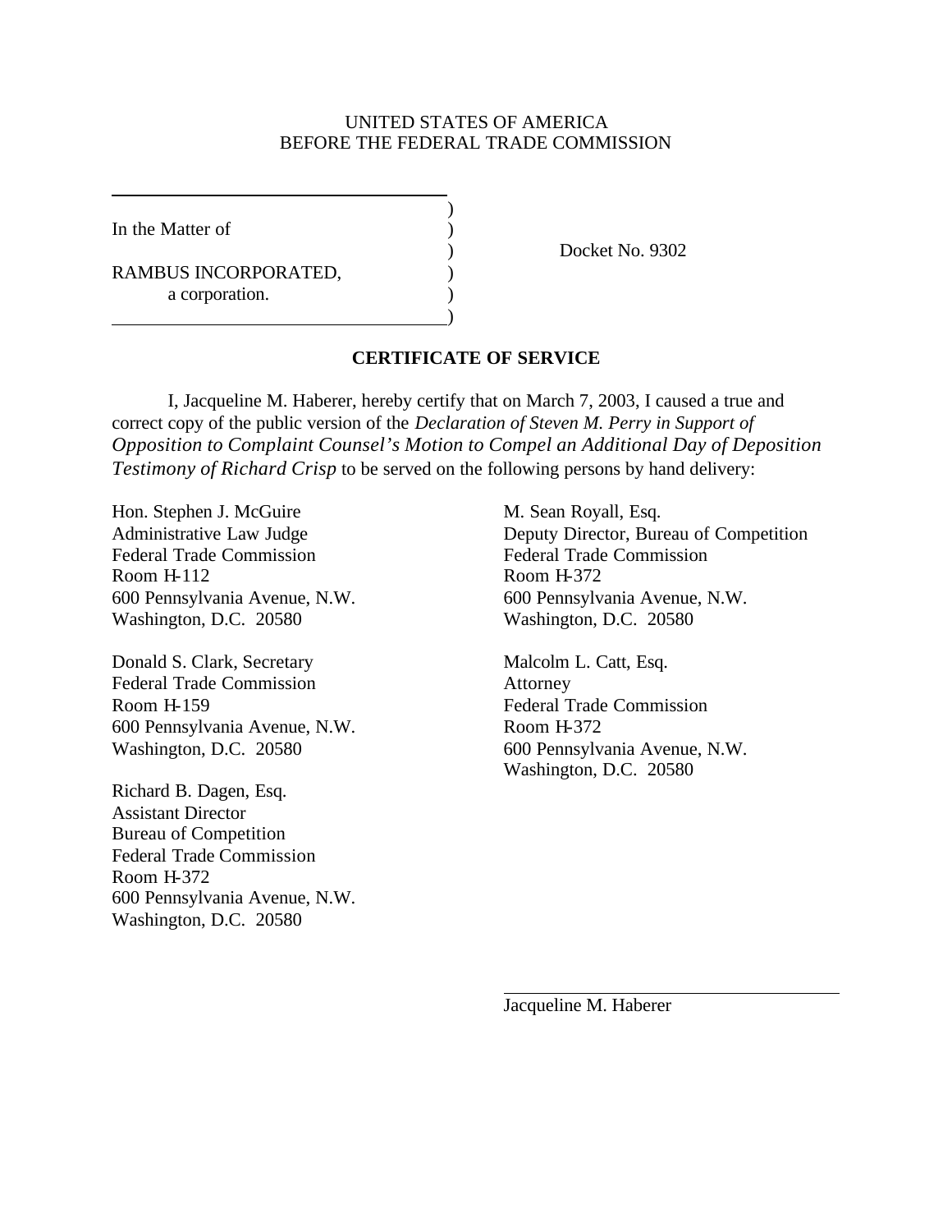UNITED STATES OF AMERICA
BEFORE THE FEDERAL TRADE COMMISSION

In the Matter of

RAMBUS INCORPORATED,
a corporation.

Docket No. 9302

**CERTIFICATE OF SERVICE**

I, Jacqueline M. Haberer, hereby certify that on March 7, 2003, I caused a true and correct copy of the public version of the *Declaration of Steven M. Perry in Support of Opposition to Complaint Counsel's Motion to Compel an Additional Day of Deposition Testimony of Richard Crisp* to be served on the following persons by hand delivery:

Hon. Stephen J. McGuire
Administrative Law Judge
Federal Trade Commission
Room H-112
600 Pennsylvania Avenue, N.W.
Washington, D.C. 20580

Donald S. Clark, Secretary
Federal Trade Commission
Room H-159
600 Pennsylvania Avenue, N.W.
Washington, D.C. 20580

Richard B. Dagen, Esq.
Assistant Director
Bureau of Competition
Federal Trade Commission
Room H-372
600 Pennsylvania Avenue, N.W.
Washington, D.C. 20580

M. Sean Royall, Esq.
Deputy Director, Bureau of Competition
Federal Trade Commission
Room H-372
600 Pennsylvania Avenue, N.W.
Washington, D.C. 20580

Malcolm L. Catt, Esq.
Attorney
Federal Trade Commission
Room H-372
600 Pennsylvania Avenue, N.W.
Washington, D.C. 20580

Jacqueline M. Haberer